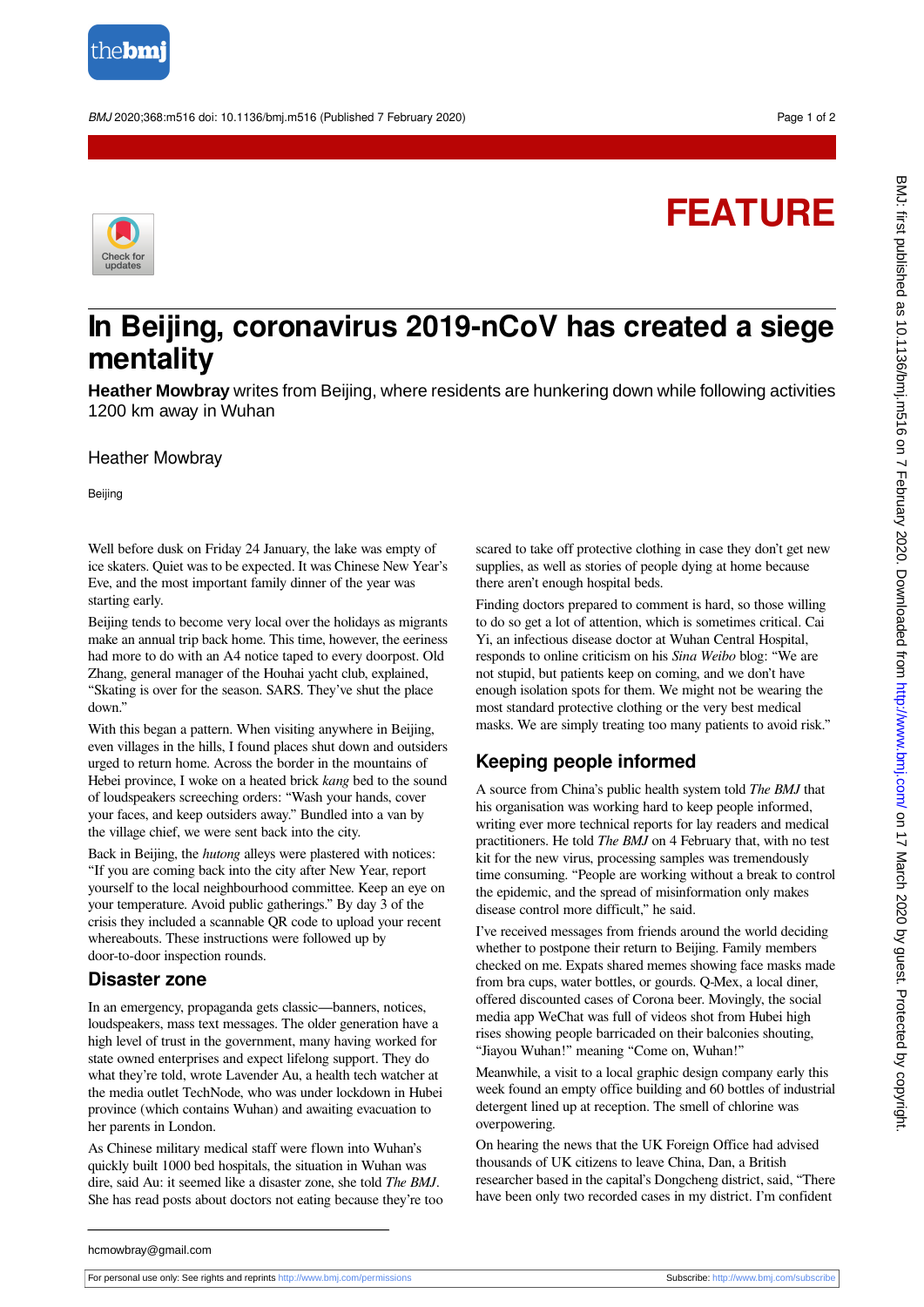FEATURE

# In Beijing, coronavirus 2019-nCoV has created a siege mentality

**Heather Mowbray** writes from Beijing, where residents are hunkering down while following activities 1200 km away in Wuhan

Heather Mowbray

Beijing

Well before dusk on Friday 24 January, the lake was empty of ice skaters. Quiet was to be expected. It was Chinese New Year's Eve, and the most important family dinner of the year was starting early.

Beijing tends to become very local over the holidays as migrants make an annual trip back home. This time, however, the eeriness had more to do with an A4 notice taped to every doorpost. Old Zhang, general manager of the Houhai yacht club, explained, "Skating is over for the season. SARS. They've shut the place down."

With this began a pattern. When visiting anywhere in Beijing, even villages in the hills, I found places shut down and outsiders urged to return home. Across the border in the mountains of Hebei province, I woke on a heated brick *kang* bed to the sound of loudspeakers screeching orders: "Wash your hands, cover your faces, and keep outsiders away." Bundled into a van by the village chief, we were sent back into the city.

Back in Beijing, the *hutong* alleys were plastered with notices: "If you are coming back into the city after New Year, report yourself to the local neighbourhood committee. Keep an eye on your temperature. Avoid public gatherings." By day 3 of the crisis they included a scannable QR code to upload your recent whereabouts. These instructions were followed up by door-to-door inspection rounds.

## Disaster zone

In an emergency, propaganda gets classic—banners, notices, loudspeakers, mass text messages. The older generation have a high level of trust in the government, many having worked for state owned enterprises and expect lifelong support. They do what they're told, wrote Lavender Au, a health tech watcher at the media outlet TechNode, who was under lockdown in Hubei province (which contains Wuhan) and awaiting evacuation to her parents in London.

As Chinese military medical staff were flown into Wuhan's quickly built 1000 bed hospitals, the situation in Wuhan was dire, said Au: it seemed like a disaster zone, she told *The BMJ*. She has read posts about doctors not eating because they're too scared to take off protective clothing in case they don't get new supplies, as well as stories of people dying at home because there aren't enough hospital beds.

Finding doctors prepared to comment is hard, so those willing to do so get a lot of attention, which is sometimes critical. Cai Yi, an infectious disease doctor at Wuhan Central Hospital, responds to online criticism on his *Sina Weibo* blog: "We are not stupid, but patients keep on coming, and we don't have enough isolation spots for them. We might not be wearing the most standard protective clothing or the very best medical masks. We are simply treating too many patients to avoid risk."

## Keeping people informed

A source from China's public health system told *The BMJ* that his organisation was working hard to keep people informed, writing ever more technical reports for lay readers and medical practitioners. He told *The BMJ* on 4 February that, with no test kit for the new virus, processing samples was tremendously time consuming. "People are working without a break to control the epidemic, and the spread of misinformation only makes disease control more difficult," he said.

I've received messages from friends around the world deciding whether to postpone their return to Beijing. Family members checked on me. Expats shared memes showing face masks made from bra cups, water bottles, or gourds. Q-Mex, a local diner, offered discounted cases of Corona beer. Movingly, the social media app WeChat was full of videos shot from Hubei high rises showing people barricaded on their balconies shouting, "Jiayou Wuhan!" meaning "Come on, Wuhan!"

Meanwhile, a visit to a local graphic design company early this week found an empty office building and 60 bottles of industrial detergent lined up at reception. The smell of chlorine was overpowering.

On hearing the news that the UK Foreign Office had advised thousands of UK citizens to leave China, Dan, a British researcher based in the capital's Dongcheng district, said, "There have been only two recorded cases in my district. I'm confident

hcmowbray@gmail.com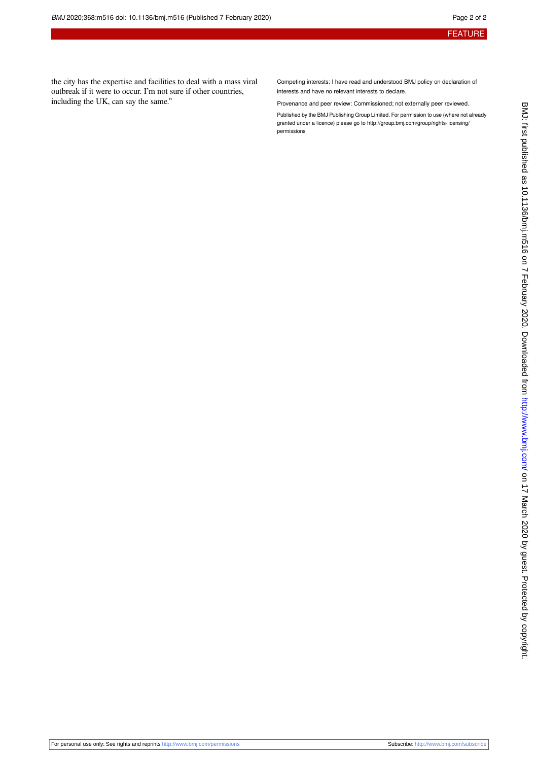the city has the expertise and facilities to deal with a mass viral outbreak if it were to occur. I'm not sure if other countries, including the UK, can say the same."

Competing interests: I have read and understood BMJ policy on declaration of interests and have no relevant interests to declare.

Provenance and peer review: Commissioned; not externally peer reviewed.

Published by the BMJ Publishing Group Limited. For permission to use (where not already granted under a licence) please go to http://group.bmj.com/group/rights-licensing/permissions